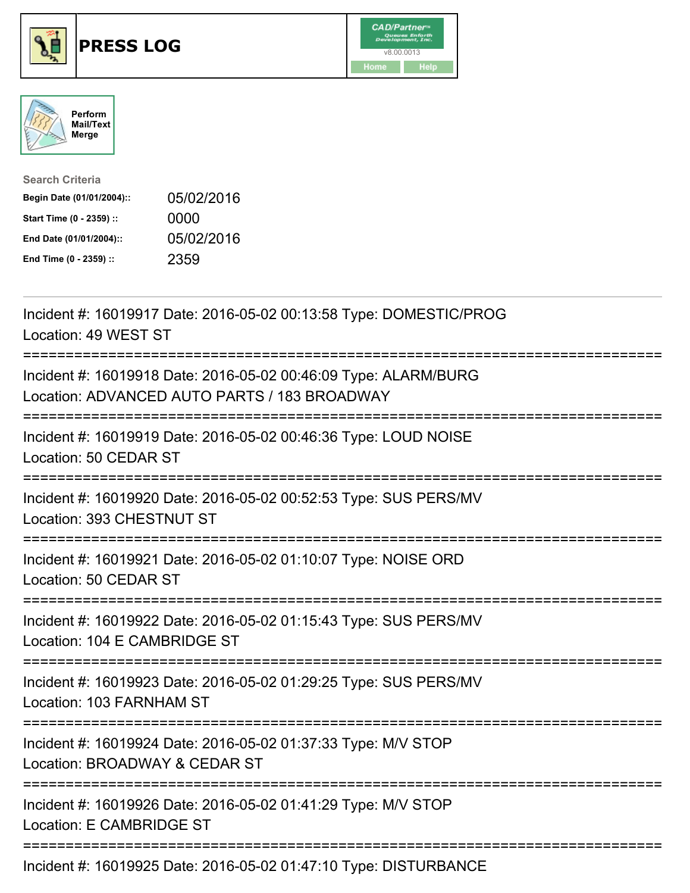# PRESS LOG

Perform Mail/Text Merge

**Search Criteria**

| | |
|---|---|
| **Begin Date (01/01/2004)::** | 05/02/2016 |
| **Start Time (0 - 2359) ::** | 0000 |
| **End Date (01/01/2004)::** | 05/02/2016 |
| **End Time (0 - 2359) ::** | 2359 |

Incident #: 16019917 Date: 2016-05-02 00:13:58 Type: DOMESTIC/PROG
Location: 49 WEST ST

===========================================================================

Incident #: 16019918 Date: 2016-05-02 00:46:09 Type: ALARM/BURG
Location: ADVANCED AUTO PARTS / 183 BROADWAY

===========================================================================

Incident #: 16019919 Date: 2016-05-02 00:46:36 Type: LOUD NOISE
Location: 50 CEDAR ST

===========================================================================

Incident #: 16019920 Date: 2016-05-02 00:52:53 Type: SUS PERS/MV
Location: 393 CHESTNUT ST

===========================================================================

Incident #: 16019921 Date: 2016-05-02 01:10:07 Type: NOISE ORD
Location: 50 CEDAR ST

===========================================================================

Incident #: 16019922 Date: 2016-05-02 01:15:43 Type: SUS PERS/MV
Location: 104 E CAMBRIDGE ST

===========================================================================

Incident #: 16019923 Date: 2016-05-02 01:29:25 Type: SUS PERS/MV
Location: 103 FARNHAM ST

===========================================================================

Incident #: 16019924 Date: 2016-05-02 01:37:33 Type: M/V STOP
Location: BROADWAY & CEDAR ST

===========================================================================

Incident #: 16019926 Date: 2016-05-02 01:41:29 Type: M/V STOP
Location: E CAMBRIDGE ST

===========================================================================

Incident #: 16019925 Date: 2016-05-02 01:47:10 Type: DISTURBANCE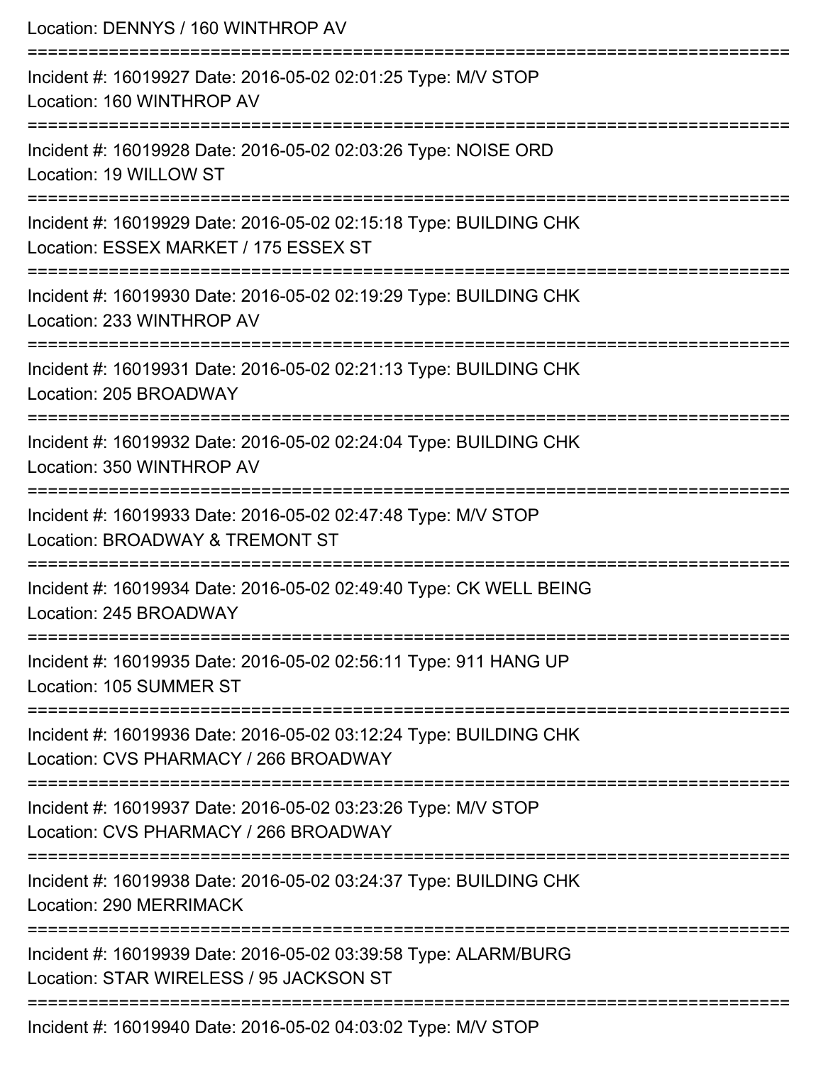Location: DENNYS / 160 WINTHROP AV

===========================================================================

Incident #: 16019927 Date: 2016-05-02 02:01:25 Type: M/V STOP
Location: 160 WINTHROP AV

===========================================================================

Incident #: 16019928 Date: 2016-05-02 02:03:26 Type: NOISE ORD
Location: 19 WILLOW ST

===========================================================================

Incident #: 16019929 Date: 2016-05-02 02:15:18 Type: BUILDING CHK
Location: ESSEX MARKET / 175 ESSEX ST

===========================================================================

Incident #: 16019930 Date: 2016-05-02 02:19:29 Type: BUILDING CHK
Location: 233 WINTHROP AV

===========================================================================

Incident #: 16019931 Date: 2016-05-02 02:21:13 Type: BUILDING CHK
Location: 205 BROADWAY

===========================================================================

Incident #: 16019932 Date: 2016-05-02 02:24:04 Type: BUILDING CHK
Location: 350 WINTHROP AV

===========================================================================

Incident #: 16019933 Date: 2016-05-02 02:47:48 Type: M/V STOP
Location: BROADWAY & TREMONT ST

===========================================================================

Incident #: 16019934 Date: 2016-05-02 02:49:40 Type: CK WELL BEING
Location: 245 BROADWAY

===========================================================================

Incident #: 16019935 Date: 2016-05-02 02:56:11 Type: 911 HANG UP
Location: 105 SUMMER ST

===========================================================================

Incident #: 16019936 Date: 2016-05-02 03:12:24 Type: BUILDING CHK
Location: CVS PHARMACY / 266 BROADWAY

===========================================================================

Incident #: 16019937 Date: 2016-05-02 03:23:26 Type: M/V STOP
Location: CVS PHARMACY / 266 BROADWAY

===========================================================================

Incident #: 16019938 Date: 2016-05-02 03:24:37 Type: BUILDING CHK
Location: 290 MERRIMACK

===========================================================================

Incident #: 16019939 Date: 2016-05-02 03:39:58 Type: ALARM/BURG
Location: STAR WIRELESS / 95 JACKSON ST

===========================================================================

Incident #: 16019940 Date: 2016-05-02 04:03:02 Type: M/V STOP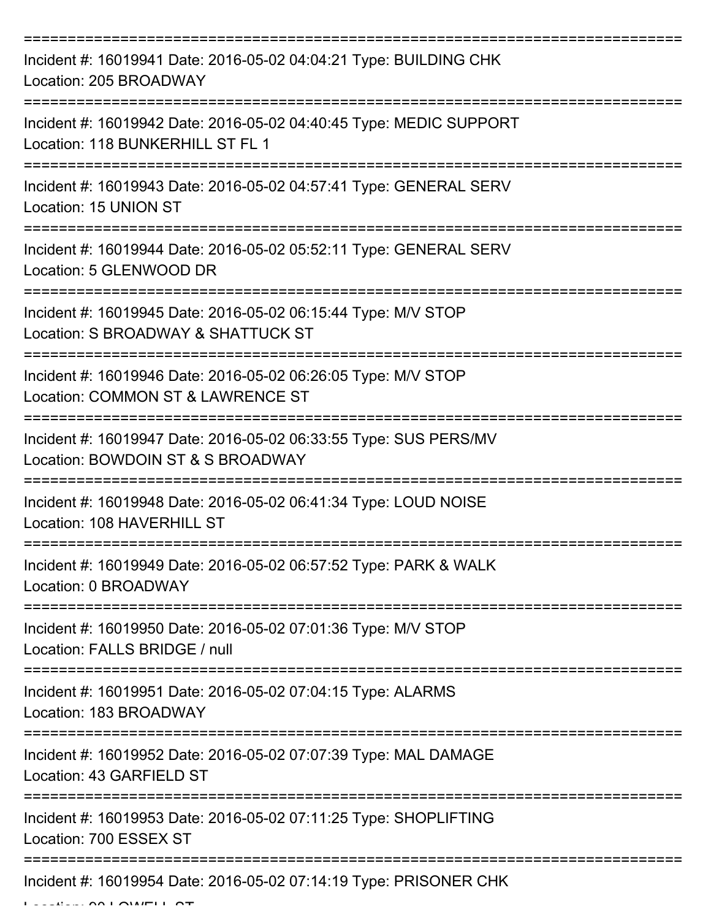===========================================================================

Incident #: 16019941 Date: 2016-05-02 04:04:21 Type: BUILDING CHK
Location: 205 BROADWAY

===========================================================================

Incident #: 16019942 Date: 2016-05-02 04:40:45 Type: MEDIC SUPPORT
Location: 118 BUNKERHILL ST FL 1

===========================================================================

Incident #: 16019943 Date: 2016-05-02 04:57:41 Type: GENERAL SERV
Location: 15 UNION ST

===========================================================================

Incident #: 16019944 Date: 2016-05-02 05:52:11 Type: GENERAL SERV
Location: 5 GLENWOOD DR

===========================================================================

Incident #: 16019945 Date: 2016-05-02 06:15:44 Type: M/V STOP
Location: S BROADWAY & SHATTUCK ST

===========================================================================

Incident #: 16019946 Date: 2016-05-02 06:26:05 Type: M/V STOP
Location: COMMON ST & LAWRENCE ST

===========================================================================

Incident #: 16019947 Date: 2016-05-02 06:33:55 Type: SUS PERS/MV
Location: BOWDOIN ST & S BROADWAY

===========================================================================

Incident #: 16019948 Date: 2016-05-02 06:41:34 Type: LOUD NOISE
Location: 108 HAVERHILL ST

===========================================================================

Incident #: 16019949 Date: 2016-05-02 06:57:52 Type: PARK & WALK
Location: 0 BROADWAY

===========================================================================

Incident #: 16019950 Date: 2016-05-02 07:01:36 Type: M/V STOP
Location: FALLS BRIDGE / null

===========================================================================

Incident #: 16019951 Date: 2016-05-02 07:04:15 Type: ALARMS
Location: 183 BROADWAY

===========================================================================

Incident #: 16019952 Date: 2016-05-02 07:07:39 Type: MAL DAMAGE
Location: 43 GARFIELD ST

===========================================================================

Incident #: 16019953 Date: 2016-05-02 07:11:25 Type: SHOPLIFTING
Location: 700 ESSEX ST

===========================================================================

Incident #: 16019954 Date: 2016-05-02 07:14:19 Type: PRISONER CHK
Location: 90 LOWELL ST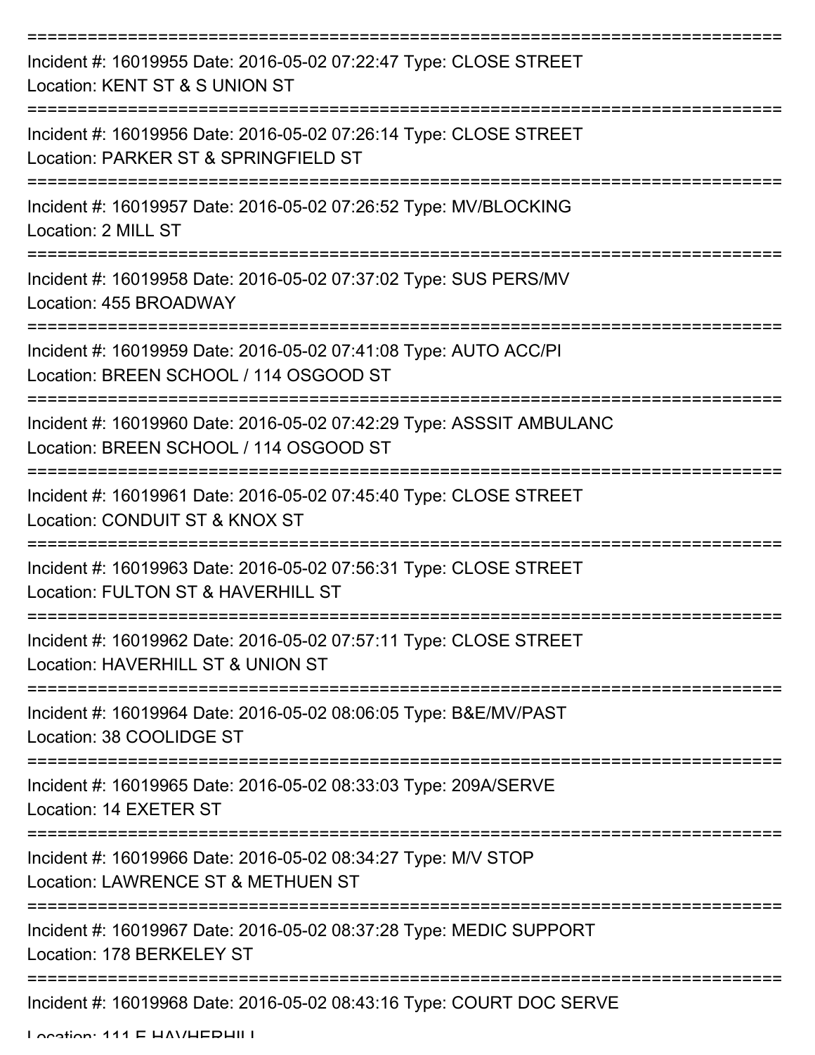===========================================================================

Incident #: 16019955 Date: 2016-05-02 07:22:47 Type: CLOSE STREET

Location: KENT ST & S UNION ST

===========================================================================

Incident #: 16019956 Date: 2016-05-02 07:26:14 Type: CLOSE STREET

Location: PARKER ST & SPRINGFIELD ST

===========================================================================

Incident #: 16019957 Date: 2016-05-02 07:26:52 Type: MV/BLOCKING

Location: 2 MILL ST

===========================================================================

Incident #: 16019958 Date: 2016-05-02 07:37:02 Type: SUS PERS/MV

Location: 455 BROADWAY

===========================================================================

Incident #: 16019959 Date: 2016-05-02 07:41:08 Type: AUTO ACC/PI

Location: BREEN SCHOOL / 114 OSGOOD ST

===========================================================================

Incident #: 16019960 Date: 2016-05-02 07:42:29 Type: ASSSIT AMBULANC

Location: BREEN SCHOOL / 114 OSGOOD ST

===========================================================================

Incident #: 16019961 Date: 2016-05-02 07:45:40 Type: CLOSE STREET

Location: CONDUIT ST & KNOX ST

===========================================================================

Incident #: 16019963 Date: 2016-05-02 07:56:31 Type: CLOSE STREET

Location: FULTON ST & HAVERHILL ST

===========================================================================

Incident #: 16019962 Date: 2016-05-02 07:57:11 Type: CLOSE STREET

Location: HAVERHILL ST & UNION ST

===========================================================================

Incident #: 16019964 Date: 2016-05-02 08:06:05 Type: B&E/MV/PAST

Location: 38 COOLIDGE ST

===========================================================================

Incident #: 16019965 Date: 2016-05-02 08:33:03 Type: 209A/SERVE

Location: 14 EXETER ST

===========================================================================

Incident #: 16019966 Date: 2016-05-02 08:34:27 Type: M/V STOP

Location: LAWRENCE ST & METHUEN ST

===========================================================================

Incident #: 16019967 Date: 2016-05-02 08:37:28 Type: MEDIC SUPPORT

Location: 178 BERKELEY ST

===========================================================================

Incident #: 16019968 Date: 2016-05-02 08:43:16 Type: COURT DOC SERVE

Location: 111 E HAVHERHILL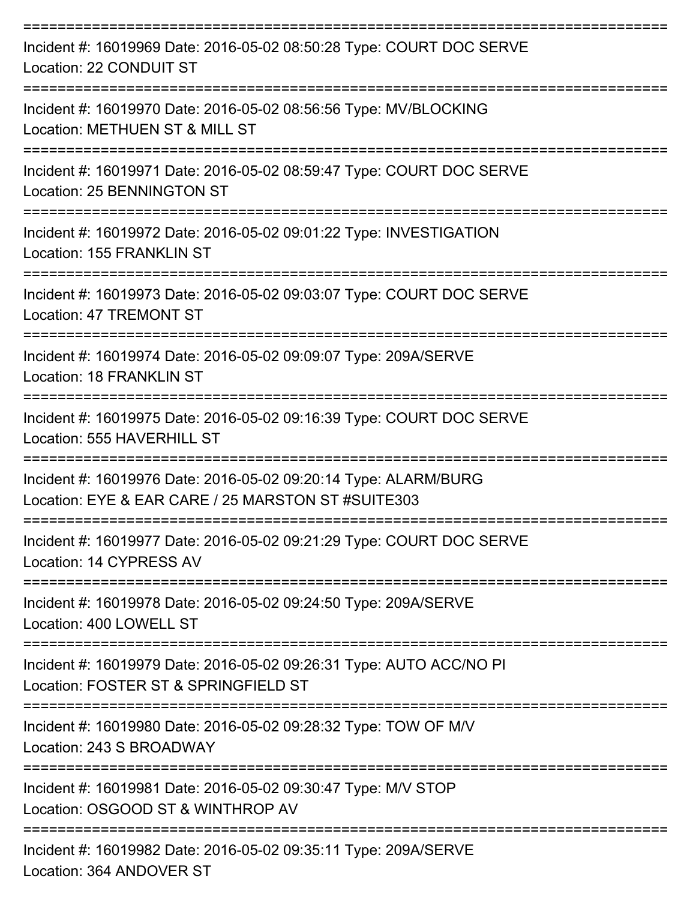===========================================================================

Incident #: 16019969 Date: 2016-05-02 08:50:28 Type: COURT DOC SERVE
Location: 22 CONDUIT ST

===========================================================================

Incident #: 16019970 Date: 2016-05-02 08:56:56 Type: MV/BLOCKING
Location: METHUEN ST & MILL ST

===========================================================================

Incident #: 16019971 Date: 2016-05-02 08:59:47 Type: COURT DOC SERVE
Location: 25 BENNINGTON ST

===========================================================================

Incident #: 16019972 Date: 2016-05-02 09:01:22 Type: INVESTIGATION
Location: 155 FRANKLIN ST

===========================================================================

Incident #: 16019973 Date: 2016-05-02 09:03:07 Type: COURT DOC SERVE
Location: 47 TREMONT ST

===========================================================================

Incident #: 16019974 Date: 2016-05-02 09:09:07 Type: 209A/SERVE
Location: 18 FRANKLIN ST

===========================================================================

Incident #: 16019975 Date: 2016-05-02 09:16:39 Type: COURT DOC SERVE
Location: 555 HAVERHILL ST

===========================================================================

Incident #: 16019976 Date: 2016-05-02 09:20:14 Type: ALARM/BURG
Location: EYE & EAR CARE / 25 MARSTON ST #SUITE303

===========================================================================

Incident #: 16019977 Date: 2016-05-02 09:21:29 Type: COURT DOC SERVE
Location: 14 CYPRESS AV

===========================================================================

Incident #: 16019978 Date: 2016-05-02 09:24:50 Type: 209A/SERVE
Location: 400 LOWELL ST

===========================================================================

Incident #: 16019979 Date: 2016-05-02 09:26:31 Type: AUTO ACC/NO PI
Location: FOSTER ST & SPRINGFIELD ST

===========================================================================

Incident #: 16019980 Date: 2016-05-02 09:28:32 Type: TOW OF M/V
Location: 243 S BROADWAY

===========================================================================

Incident #: 16019981 Date: 2016-05-02 09:30:47 Type: M/V STOP
Location: OSGOOD ST & WINTHROP AV

===========================================================================

Incident #: 16019982 Date: 2016-05-02 09:35:11 Type: 209A/SERVE
Location: 364 ANDOVER ST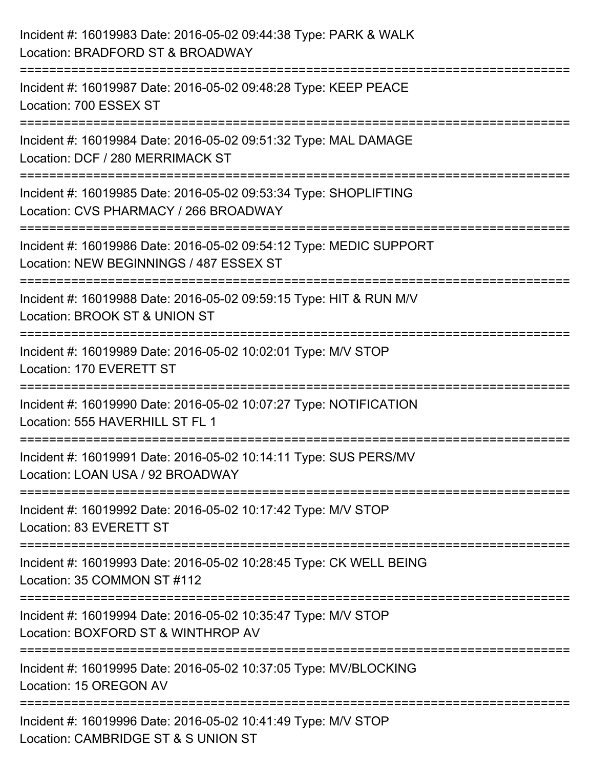Incident #: 16019983 Date: 2016-05-02 09:44:38 Type: PARK & WALK
Location: BRADFORD ST & BROADWAY

===========================================================================

Incident #: 16019987 Date: 2016-05-02 09:48:28 Type: KEEP PEACE
Location: 700 ESSEX ST

===========================================================================

Incident #: 16019984 Date: 2016-05-02 09:51:32 Type: MAL DAMAGE
Location: DCF / 280 MERRIMACK ST

===========================================================================

Incident #: 16019985 Date: 2016-05-02 09:53:34 Type: SHOPLIFTING
Location: CVS PHARMACY / 266 BROADWAY

===========================================================================

Incident #: 16019986 Date: 2016-05-02 09:54:12 Type: MEDIC SUPPORT
Location: NEW BEGINNINGS / 487 ESSEX ST

===========================================================================

Incident #: 16019988 Date: 2016-05-02 09:59:15 Type: HIT & RUN M/V
Location: BROOK ST & UNION ST

===========================================================================

Incident #: 16019989 Date: 2016-05-02 10:02:01 Type: M/V STOP
Location: 170 EVERETT ST

===========================================================================

Incident #: 16019990 Date: 2016-05-02 10:07:27 Type: NOTIFICATION
Location: 555 HAVERHILL ST FL 1

===========================================================================

Incident #: 16019991 Date: 2016-05-02 10:14:11 Type: SUS PERS/MV
Location: LOAN USA / 92 BROADWAY

===========================================================================

Incident #: 16019992 Date: 2016-05-02 10:17:42 Type: M/V STOP
Location: 83 EVERETT ST

===========================================================================

Incident #: 16019993 Date: 2016-05-02 10:28:45 Type: CK WELL BEING
Location: 35 COMMON ST #112

===========================================================================

Incident #: 16019994 Date: 2016-05-02 10:35:47 Type: M/V STOP
Location: BOXFORD ST & WINTHROP AV

===========================================================================

Incident #: 16019995 Date: 2016-05-02 10:37:05 Type: MV/BLOCKING
Location: 15 OREGON AV

===========================================================================

Incident #: 16019996 Date: 2016-05-02 10:41:49 Type: M/V STOP
Location: CAMBRIDGE ST & S UNION ST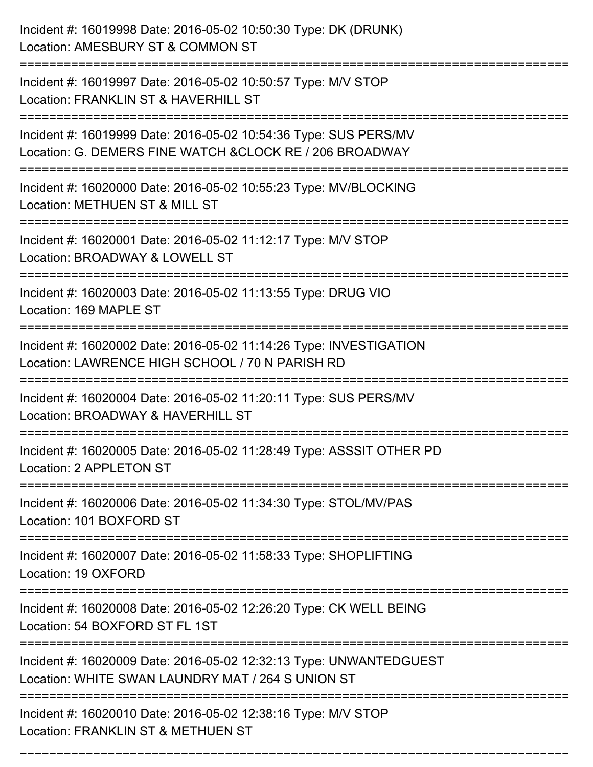Incident #: 16019998 Date: 2016-05-02 10:50:30 Type: DK (DRUNK)
Location: AMESBURY ST & COMMON ST

===========================================================================

Incident #: 16019997 Date: 2016-05-02 10:50:57 Type: M/V STOP
Location: FRANKLIN ST & HAVERHILL ST

===========================================================================

Incident #: 16019999 Date: 2016-05-02 10:54:36 Type: SUS PERS/MV
Location: G. DEMERS FINE WATCH &CLOCK RE / 206 BROADWAY

===========================================================================

Incident #: 16020000 Date: 2016-05-02 10:55:23 Type: MV/BLOCKING
Location: METHUEN ST & MILL ST

===========================================================================

Incident #: 16020001 Date: 2016-05-02 11:12:17 Type: M/V STOP
Location: BROADWAY & LOWELL ST

===========================================================================

Incident #: 16020003 Date: 2016-05-02 11:13:55 Type: DRUG VIO
Location: 169 MAPLE ST

===========================================================================

Incident #: 16020002 Date: 2016-05-02 11:14:26 Type: INVESTIGATION
Location: LAWRENCE HIGH SCHOOL / 70 N PARISH RD

===========================================================================

Incident #: 16020004 Date: 2016-05-02 11:20:11 Type: SUS PERS/MV
Location: BROADWAY & HAVERHILL ST

===========================================================================

Incident #: 16020005 Date: 2016-05-02 11:28:49 Type: ASSSIT OTHER PD
Location: 2 APPLETON ST

===========================================================================

Incident #: 16020006 Date: 2016-05-02 11:34:30 Type: STOL/MV/PAS
Location: 101 BOXFORD ST

===========================================================================

Incident #: 16020007 Date: 2016-05-02 11:58:33 Type: SHOPLIFTING
Location: 19 OXFORD

===========================================================================

Incident #: 16020008 Date: 2016-05-02 12:26:20 Type: CK WELL BEING
Location: 54 BOXFORD ST FL 1ST

===========================================================================

Incident #: 16020009 Date: 2016-05-02 12:32:13 Type: UNWANTEDGUEST
Location: WHITE SWAN LAUNDRY MAT / 264 S UNION ST

===========================================================================

Incident #: 16020010 Date: 2016-05-02 12:38:16 Type: M/V STOP
Location: FRANKLIN ST & METHUEN ST

===========================================================================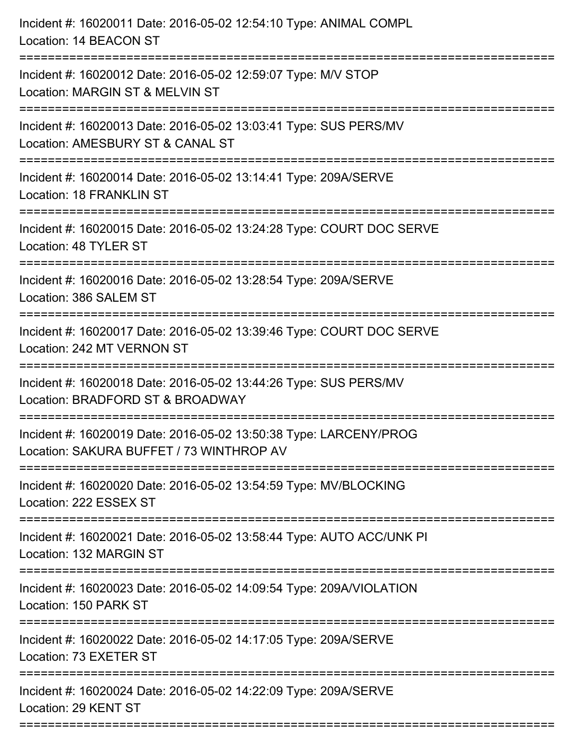Incident #: 16020011 Date: 2016-05-02 12:54:10 Type: ANIMAL COMPL
Location: 14 BEACON ST

===========================================================================

Incident #: 16020012 Date: 2016-05-02 12:59:07 Type: M/V STOP
Location: MARGIN ST & MELVIN ST

===========================================================================

Incident #: 16020013 Date: 2016-05-02 13:03:41 Type: SUS PERS/MV
Location: AMESBURY ST & CANAL ST

===========================================================================

Incident #: 16020014 Date: 2016-05-02 13:14:41 Type: 209A/SERVE
Location: 18 FRANKLIN ST

===========================================================================

Incident #: 16020015 Date: 2016-05-02 13:24:28 Type: COURT DOC SERVE
Location: 48 TYLER ST

===========================================================================

Incident #: 16020016 Date: 2016-05-02 13:28:54 Type: 209A/SERVE
Location: 386 SALEM ST

===========================================================================

Incident #: 16020017 Date: 2016-05-02 13:39:46 Type: COURT DOC SERVE
Location: 242 MT VERNON ST

===========================================================================

Incident #: 16020018 Date: 2016-05-02 13:44:26 Type: SUS PERS/MV
Location: BRADFORD ST & BROADWAY

===========================================================================

Incident #: 16020019 Date: 2016-05-02 13:50:38 Type: LARCENY/PROG
Location: SAKURA BUFFET / 73 WINTHROP AV

===========================================================================

Incident #: 16020020 Date: 2016-05-02 13:54:59 Type: MV/BLOCKING
Location: 222 ESSEX ST

===========================================================================

Incident #: 16020021 Date: 2016-05-02 13:58:44 Type: AUTO ACC/UNK PI
Location: 132 MARGIN ST

===========================================================================

Incident #: 16020023 Date: 2016-05-02 14:09:54 Type: 209A/VIOLATION
Location: 150 PARK ST

===========================================================================

Incident #: 16020022 Date: 2016-05-02 14:17:05 Type: 209A/SERVE
Location: 73 EXETER ST

===========================================================================

Incident #: 16020024 Date: 2016-05-02 14:22:09 Type: 209A/SERVE
Location: 29 KENT ST

===========================================================================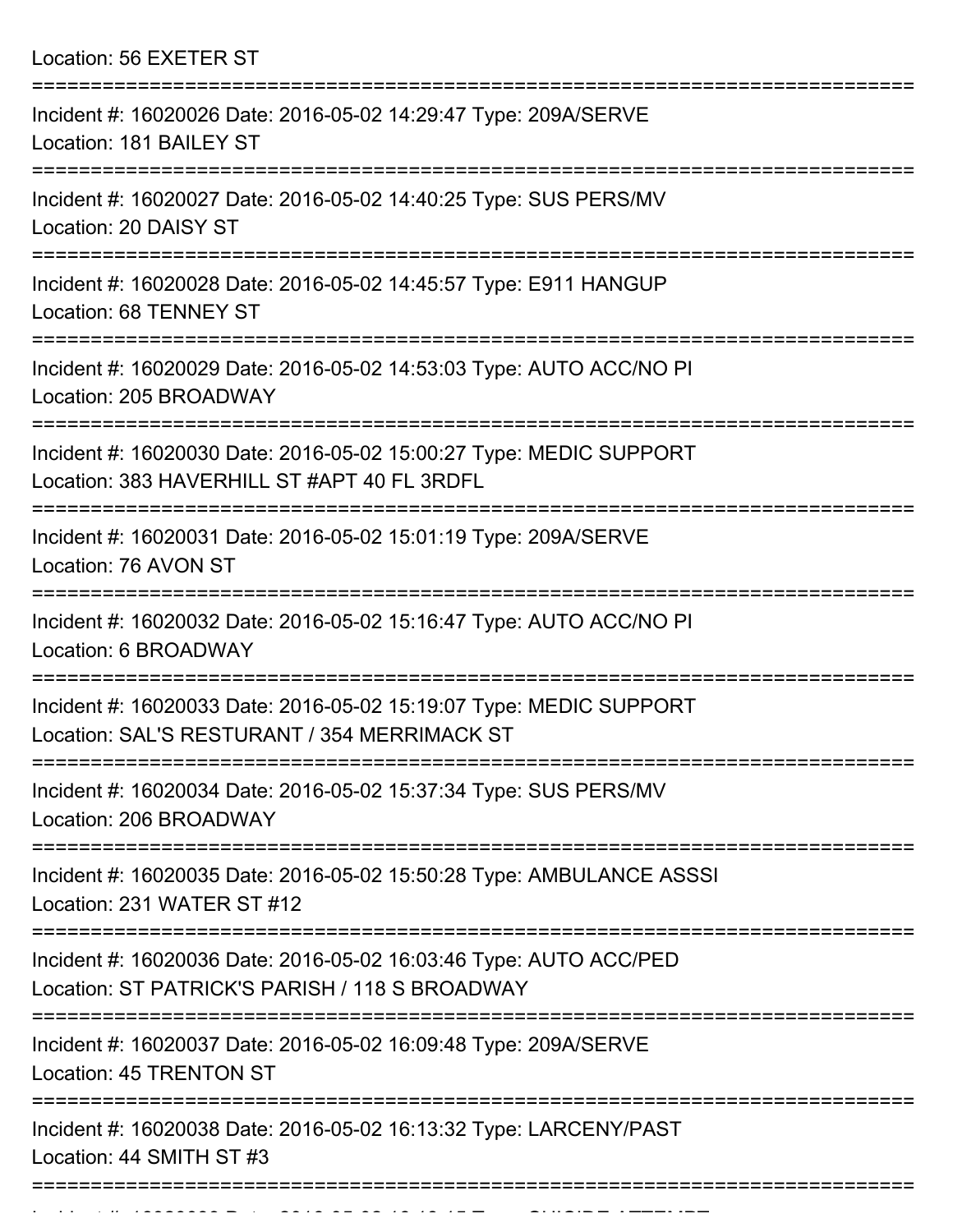Location: 56 EXETER ST

===========================================================================

Incident #: 16020026 Date: 2016-05-02 14:29:47 Type: 209A/SERVE
Location: 181 BAILEY ST

===========================================================================

Incident #: 16020027 Date: 2016-05-02 14:40:25 Type: SUS PERS/MV
Location: 20 DAISY ST

===========================================================================

Incident #: 16020028 Date: 2016-05-02 14:45:57 Type: E911 HANGUP
Location: 68 TENNEY ST

===========================================================================

Incident #: 16020029 Date: 2016-05-02 14:53:03 Type: AUTO ACC/NO PI
Location: 205 BROADWAY

===========================================================================

Incident #: 16020030 Date: 2016-05-02 15:00:27 Type: MEDIC SUPPORT
Location: 383 HAVERHILL ST #APT 40 FL 3RDFL

===========================================================================

Incident #: 16020031 Date: 2016-05-02 15:01:19 Type: 209A/SERVE
Location: 76 AVON ST

===========================================================================

Incident #: 16020032 Date: 2016-05-02 15:16:47 Type: AUTO ACC/NO PI
Location: 6 BROADWAY

===========================================================================

Incident #: 16020033 Date: 2016-05-02 15:19:07 Type: MEDIC SUPPORT
Location: SAL'S RESTURANT / 354 MERRIMACK ST

===========================================================================

Incident #: 16020034 Date: 2016-05-02 15:37:34 Type: SUS PERS/MV
Location: 206 BROADWAY

===========================================================================

Incident #: 16020035 Date: 2016-05-02 15:50:28 Type: AMBULANCE ASSSI
Location: 231 WATER ST #12

===========================================================================

Incident #: 16020036 Date: 2016-05-02 16:03:46 Type: AUTO ACC/PED
Location: ST PATRICK'S PARISH / 118 S BROADWAY

===========================================================================

Incident #: 16020037 Date: 2016-05-02 16:09:48 Type: 209A/SERVE
Location: 45 TRENTON ST

===========================================================================

Incident #: 16020038 Date: 2016-05-02 16:13:32 Type: LARCENY/PAST
Location: 44 SMITH ST #3

===========================================================================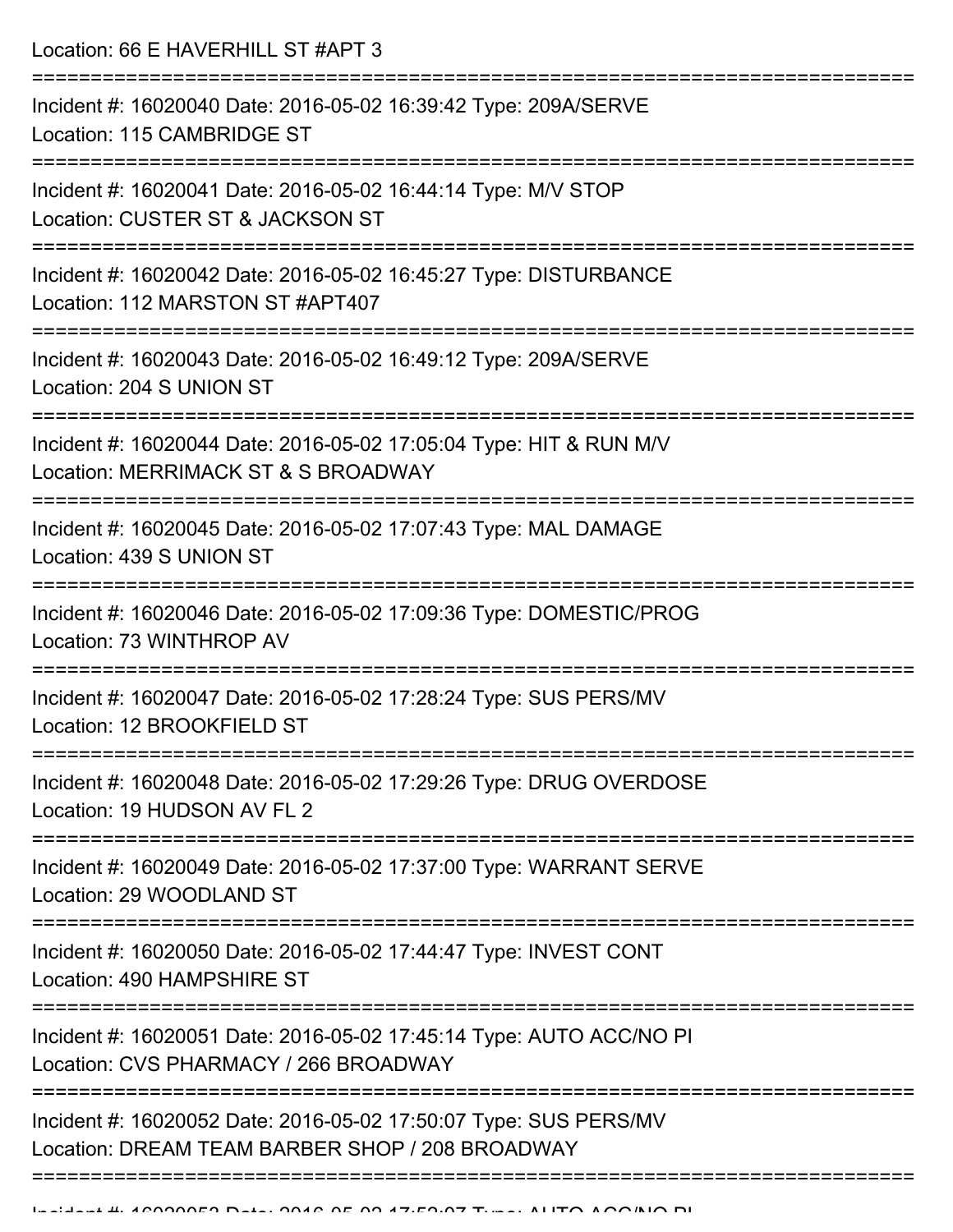Location: 66 E HAVERHILL ST #APT 3

===========================================================================

Incident #: 16020040 Date: 2016-05-02 16:39:42 Type: 209A/SERVE
Location: 115 CAMBRIDGE ST

===========================================================================

Incident #: 16020041 Date: 2016-05-02 16:44:14 Type: M/V STOP
Location: CUSTER ST & JACKSON ST

===========================================================================

Incident #: 16020042 Date: 2016-05-02 16:45:27 Type: DISTURBANCE
Location: 112 MARSTON ST #APT407

===========================================================================

Incident #: 16020043 Date: 2016-05-02 16:49:12 Type: 209A/SERVE
Location: 204 S UNION ST

===========================================================================

Incident #: 16020044 Date: 2016-05-02 17:05:04 Type: HIT & RUN M/V
Location: MERRIMACK ST & S BROADWAY

===========================================================================

Incident #: 16020045 Date: 2016-05-02 17:07:43 Type: MAL DAMAGE
Location: 439 S UNION ST

===========================================================================

Incident #: 16020046 Date: 2016-05-02 17:09:36 Type: DOMESTIC/PROG
Location: 73 WINTHROP AV

===========================================================================

Incident #: 16020047 Date: 2016-05-02 17:28:24 Type: SUS PERS/MV
Location: 12 BROOKFIELD ST

===========================================================================

Incident #: 16020048 Date: 2016-05-02 17:29:26 Type: DRUG OVERDOSE
Location: 19 HUDSON AV FL 2

===========================================================================

Incident #: 16020049 Date: 2016-05-02 17:37:00 Type: WARRANT SERVE
Location: 29 WOODLAND ST

===========================================================================

Incident #: 16020050 Date: 2016-05-02 17:44:47 Type: INVEST CONT
Location: 490 HAMPSHIRE ST

===========================================================================

Incident #: 16020051 Date: 2016-05-02 17:45:14 Type: AUTO ACC/NO PI
Location: CVS PHARMACY / 266 BROADWAY

===========================================================================

Incident #: 16020052 Date: 2016-05-02 17:50:07 Type: SUS PERS/MV
Location: DREAM TEAM BARBER SHOP / 208 BROADWAY

===========================================================================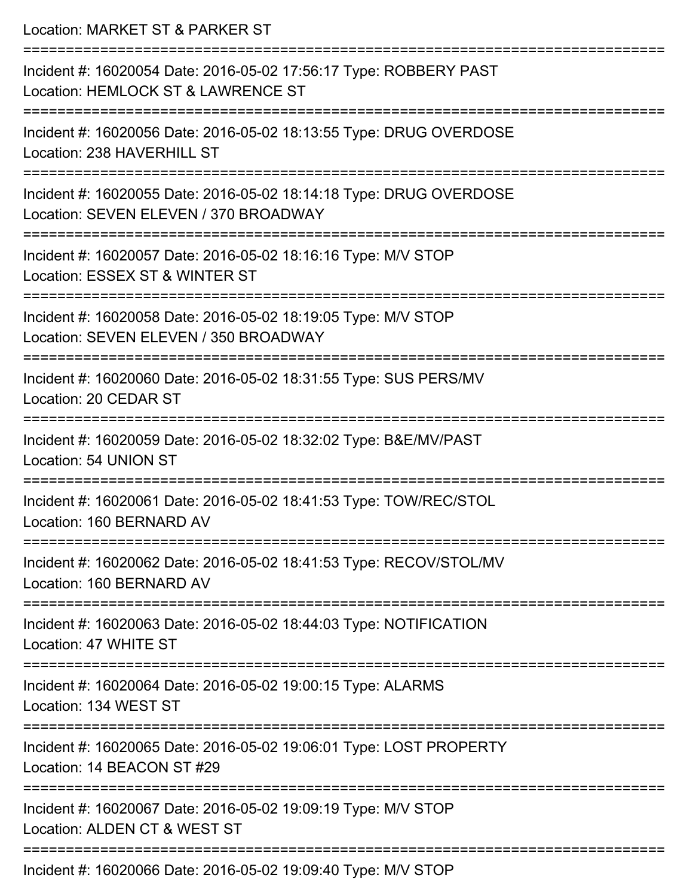Location: MARKET ST & PARKER ST

===========================================================================

Incident #: 16020054 Date: 2016-05-02 17:56:17 Type: ROBBERY PAST
Location: HEMLOCK ST & LAWRENCE ST

===========================================================================

Incident #: 16020056 Date: 2016-05-02 18:13:55 Type: DRUG OVERDOSE
Location: 238 HAVERHILL ST

===========================================================================

Incident #: 16020055 Date: 2016-05-02 18:14:18 Type: DRUG OVERDOSE
Location: SEVEN ELEVEN / 370 BROADWAY

===========================================================================

Incident #: 16020057 Date: 2016-05-02 18:16:16 Type: M/V STOP
Location: ESSEX ST & WINTER ST

===========================================================================

Incident #: 16020058 Date: 2016-05-02 18:19:05 Type: M/V STOP
Location: SEVEN ELEVEN / 350 BROADWAY

===========================================================================

Incident #: 16020060 Date: 2016-05-02 18:31:55 Type: SUS PERS/MV
Location: 20 CEDAR ST

===========================================================================

Incident #: 16020059 Date: 2016-05-02 18:32:02 Type: B&E/MV/PAST
Location: 54 UNION ST

===========================================================================

Incident #: 16020061 Date: 2016-05-02 18:41:53 Type: TOW/REC/STOL
Location: 160 BERNARD AV

===========================================================================

Incident #: 16020062 Date: 2016-05-02 18:41:53 Type: RECOV/STOL/MV
Location: 160 BERNARD AV

===========================================================================

Incident #: 16020063 Date: 2016-05-02 18:44:03 Type: NOTIFICATION
Location: 47 WHITE ST

===========================================================================

Incident #: 16020064 Date: 2016-05-02 19:00:15 Type: ALARMS
Location: 134 WEST ST

===========================================================================

Incident #: 16020065 Date: 2016-05-02 19:06:01 Type: LOST PROPERTY
Location: 14 BEACON ST #29

===========================================================================

Incident #: 16020067 Date: 2016-05-02 19:09:19 Type: M/V STOP
Location: ALDEN CT & WEST ST

===========================================================================

Incident #: 16020066 Date: 2016-05-02 19:09:40 Type: M/V STOP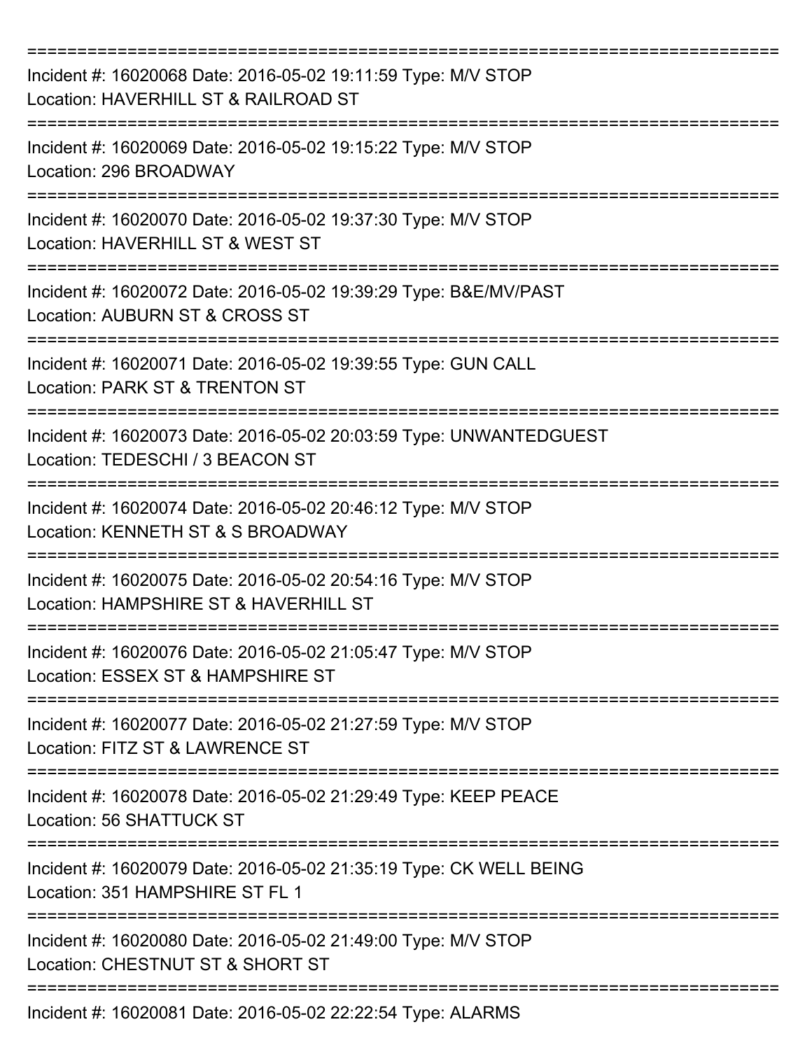===========================================================================

Incident #: 16020068 Date: 2016-05-02 19:11:59 Type: M/V STOP
Location: HAVERHILL ST & RAILROAD ST

===========================================================================

Incident #: 16020069 Date: 2016-05-02 19:15:22 Type: M/V STOP
Location: 296 BROADWAY

===========================================================================

Incident #: 16020070 Date: 2016-05-02 19:37:30 Type: M/V STOP
Location: HAVERHILL ST & WEST ST

===========================================================================

Incident #: 16020072 Date: 2016-05-02 19:39:29 Type: B&E/MV/PAST
Location: AUBURN ST & CROSS ST

===========================================================================

Incident #: 16020071 Date: 2016-05-02 19:39:55 Type: GUN CALL
Location: PARK ST & TRENTON ST

===========================================================================

Incident #: 16020073 Date: 2016-05-02 20:03:59 Type: UNWANTEDGUEST
Location: TEDESCHI / 3 BEACON ST

===========================================================================

Incident #: 16020074 Date: 2016-05-02 20:46:12 Type: M/V STOP
Location: KENNETH ST & S BROADWAY

===========================================================================

Incident #: 16020075 Date: 2016-05-02 20:54:16 Type: M/V STOP
Location: HAMPSHIRE ST & HAVERHILL ST

===========================================================================

Incident #: 16020076 Date: 2016-05-02 21:05:47 Type: M/V STOP
Location: ESSEX ST & HAMPSHIRE ST

===========================================================================

Incident #: 16020077 Date: 2016-05-02 21:27:59 Type: M/V STOP
Location: FITZ ST & LAWRENCE ST

===========================================================================

Incident #: 16020078 Date: 2016-05-02 21:29:49 Type: KEEP PEACE
Location: 56 SHATTUCK ST

===========================================================================

Incident #: 16020079 Date: 2016-05-02 21:35:19 Type: CK WELL BEING
Location: 351 HAMPSHIRE ST FL 1

===========================================================================

Incident #: 16020080 Date: 2016-05-02 21:49:00 Type: M/V STOP
Location: CHESTNUT ST & SHORT ST

===========================================================================

Incident #: 16020081 Date: 2016-05-02 22:22:54 Type: ALARMS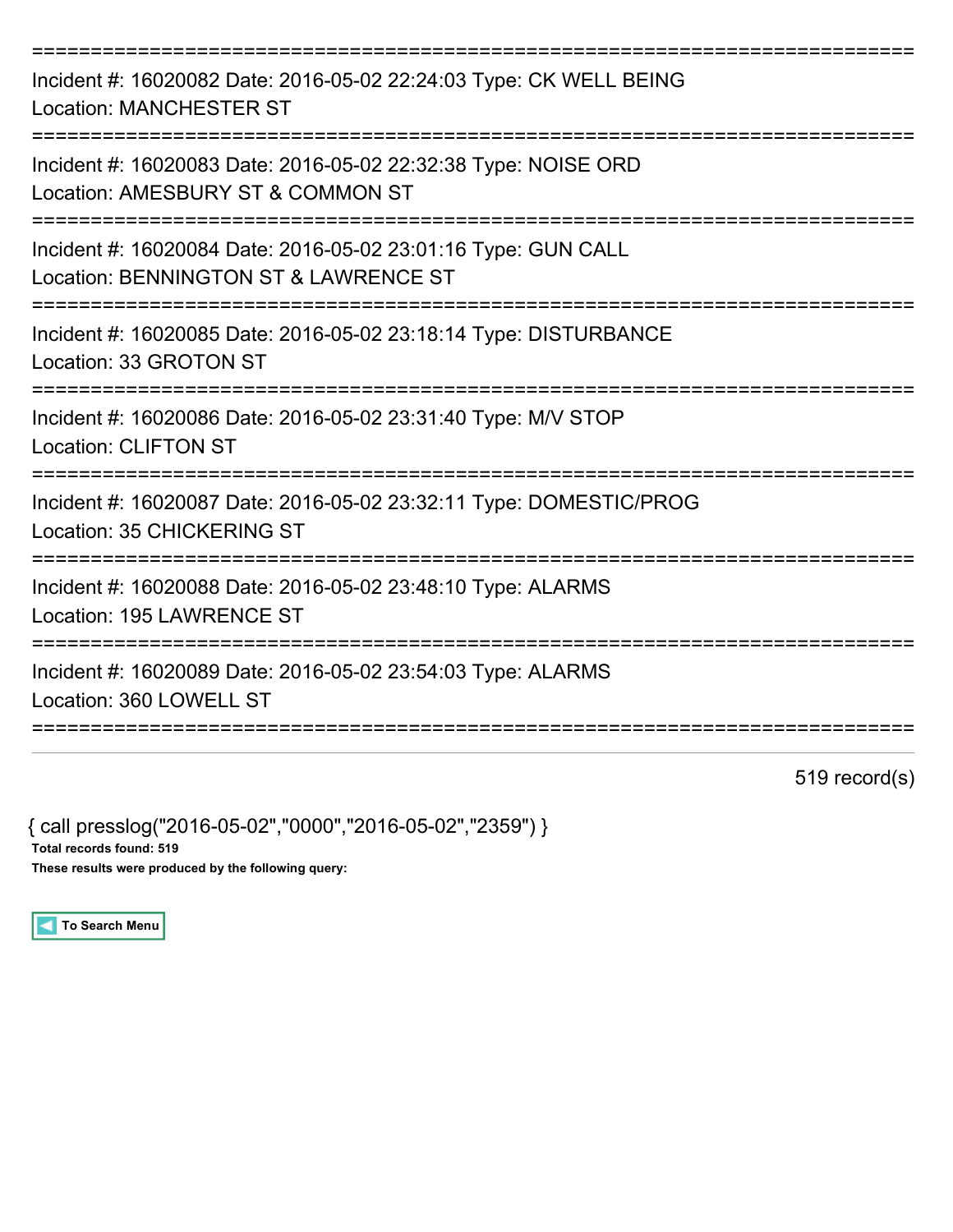===========================================================================

Incident #: 16020082 Date: 2016-05-02 22:24:03 Type: CK WELL BEING
Location: MANCHESTER ST

===========================================================================

Incident #: 16020083 Date: 2016-05-02 22:32:38 Type: NOISE ORD
Location: AMESBURY ST & COMMON ST

===========================================================================

Incident #: 16020084 Date: 2016-05-02 23:01:16 Type: GUN CALL
Location: BENNINGTON ST & LAWRENCE ST

===========================================================================

Incident #: 16020085 Date: 2016-05-02 23:18:14 Type: DISTURBANCE
Location: 33 GROTON ST

===========================================================================

Incident #: 16020086 Date: 2016-05-02 23:31:40 Type: M/V STOP
Location: CLIFTON ST

===========================================================================

Incident #: 16020087 Date: 2016-05-02 23:32:11 Type: DOMESTIC/PROG
Location: 35 CHICKERING ST

===========================================================================

Incident #: 16020088 Date: 2016-05-02 23:48:10 Type: ALARMS
Location: 195 LAWRENCE ST

===========================================================================

Incident #: 16020089 Date: 2016-05-02 23:54:03 Type: ALARMS
Location: 360 LOWELL ST

===========================================================================

519 record(s)

{ call presslog("2016-05-02","0000","2016-05-02","2359") }

**Total records found: 519**

**These results were produced by the following query:**

To Search Menu